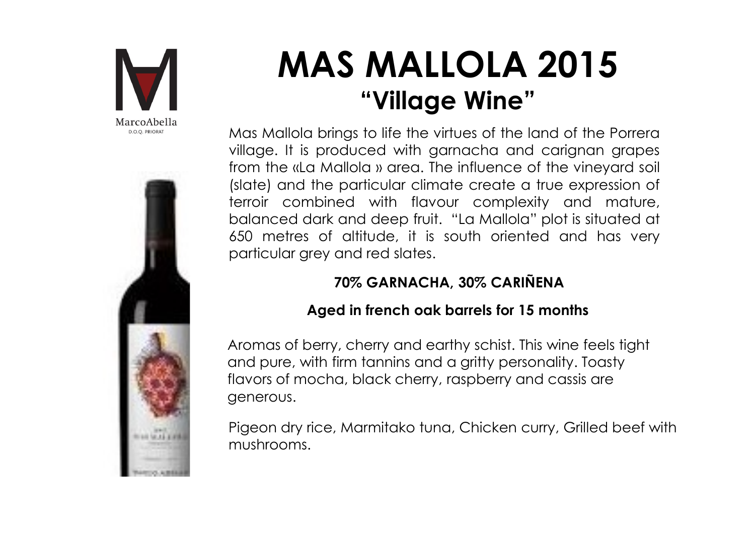MarcoAbella
D.O.Q. PRIORAT

# MAS MALLOLA 2015

## "Village Wine"

Mas Mallola brings to life the virtues of the land of the Porrera village. It is produced with garnacha and carignan grapes from the «La Mallola » area. The influence of the vineyard soil (slate) and the particular climate create a true expression of terroir combined with flavour complexity and mature, balanced dark and deep fruit. "La Mallola" plot is situated at 650 metres of altitude, it is south oriented and has very particular grey and red slates.

**70% GARNACHA, 30% CARIÑENA**

**Aged in french oak barrels for 15 months**

Aromas of berry, cherry and earthy schist. This wine feels tight and pure, with firm tannins and a gritty personality. Toasty flavors of mocha, black cherry, raspberry and cassis are generous.

Pigeon dry rice, Marmitako tuna, Chicken curry, Grilled beef with mushrooms.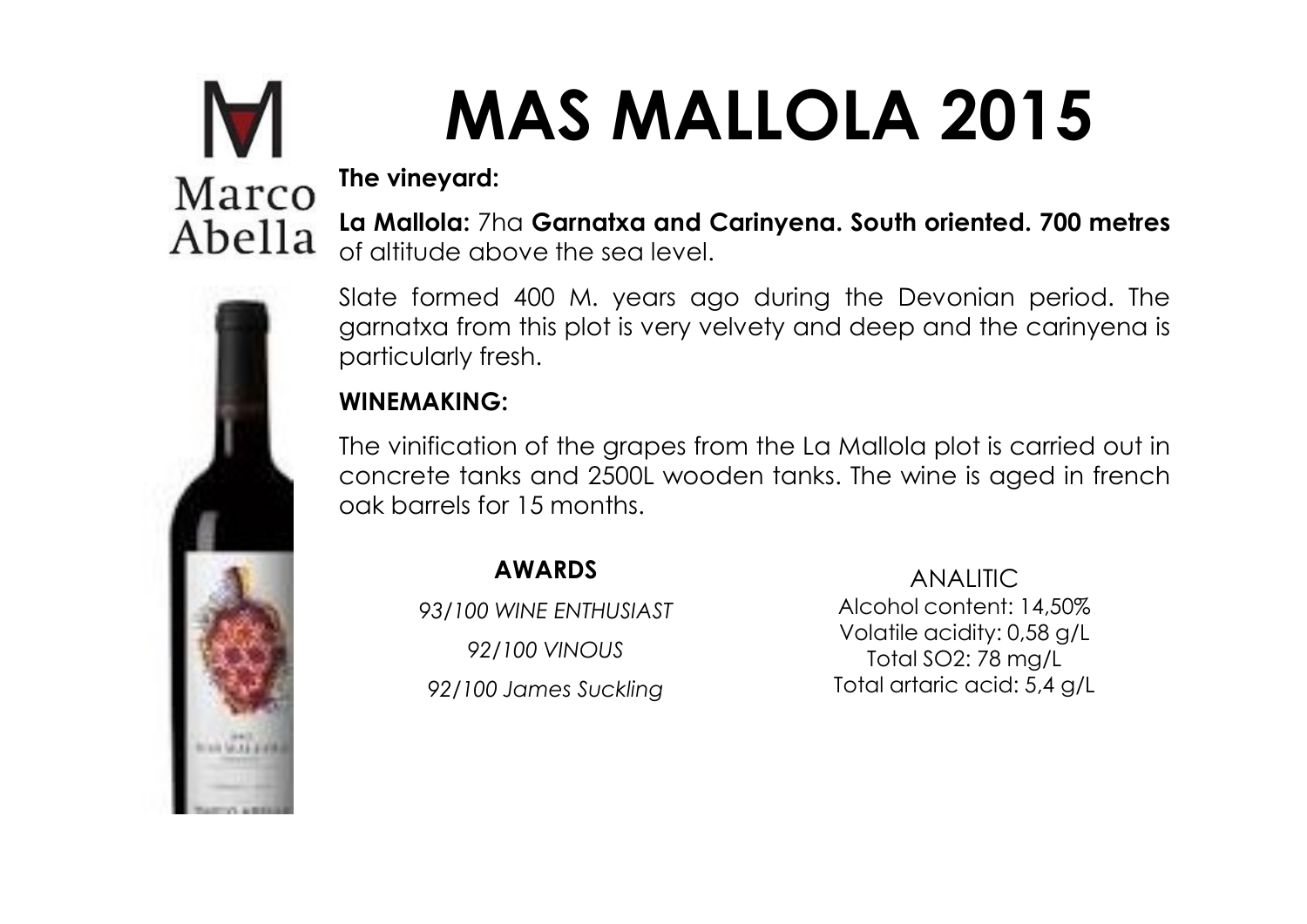Marco Abella

# MAS MALLOLA 2015

**The vineyard:**

**La Mallola:** 7ha **Garnatxa and Carinyena. South oriented. 700 metres** of altitude above the sea level.

Slate formed 400 M. years ago during the Devonian period. The garnatxa from this plot is very velvety and deep and the carinyena is particularly fresh.

**WINEMAKING:**

The vinification of the grapes from the La Mallola plot is carried out in concrete tanks and 2500L wooden tanks. The wine is aged in french oak barrels for 15 months.

**AWARDS**

*93/100 WINE ENTHUSIAST*

*92/100 VINOUS*

*92/100 James Suckling*

ANALITIC

Alcohol content: 14,50%

Volatile acidity: 0,58 g/L

Total $SO_2$: 78 mg/L

Total artaric acid: 5,4 g/L